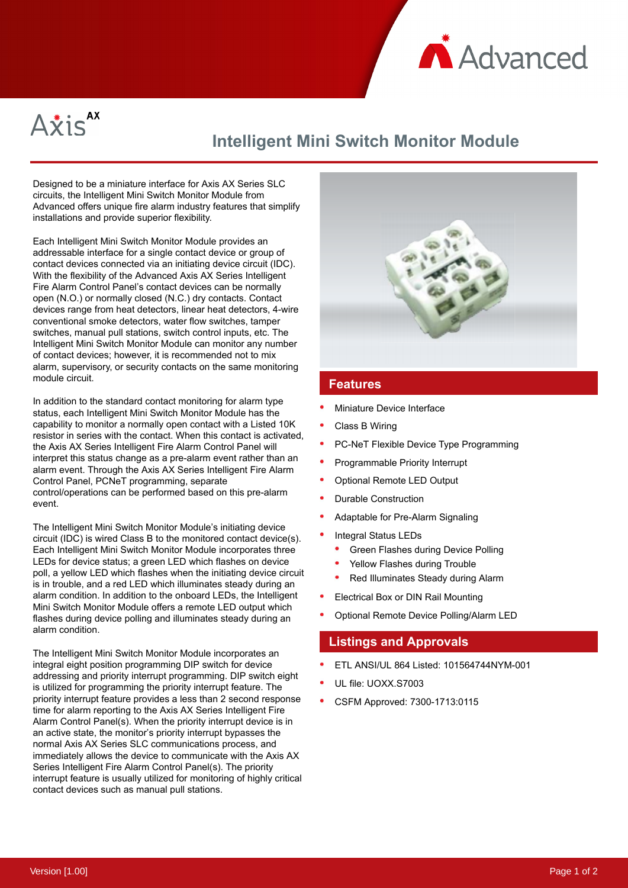Advanced

Axis AX

# Intelligent Mini Switch Monitor Module

Designed to be a miniature interface for Axis AX Series SLC circuits, the Intelligent Mini Switch Monitor Module from Advanced offers unique fire alarm industry features that simplify installations and provide superior flexibility.

Each Intelligent Mini Switch Monitor Module provides an addressable interface for a single contact device or group of contact devices connected via an initiating device circuit (IDC). With the flexibility of the Advanced Axis AX Series Intelligent Fire Alarm Control Panel's contact devices can be normally open (N.O.) or normally closed (N.C.) dry contacts. Contact devices range from heat detectors, linear heat detectors, 4-wire conventional smoke detectors, water flow switches, tamper switches, manual pull stations, switch control inputs, etc. The Intelligent Mini Switch Monitor Module can monitor any number of contact devices; however, it is recommended not to mix alarm, supervisory, or security contacts on the same monitoring module circuit.

In addition to the standard contact monitoring for alarm type status, each Intelligent Mini Switch Monitor Module has the capability to monitor a normally open contact with a Listed 10K resistor in series with the contact. When this contact is activated, the Axis AX Series Intelligent Fire Alarm Control Panel will interpret this status change as a pre-alarm event rather than an alarm event. Through the Axis AX Series Intelligent Fire Alarm Control Panel, PCNeT programming, separate control/operations can be performed based on this pre-alarm event.

The Intelligent Mini Switch Monitor Module's initiating device circuit (IDC) is wired Class B to the monitored contact device(s). Each Intelligent Mini Switch Monitor Module incorporates three LEDs for device status; a green LED which flashes on device poll, a yellow LED which flashes when the initiating device circuit is in trouble, and a red LED which illuminates steady during an alarm condition. In addition to the onboard LEDs, the Intelligent Mini Switch Monitor Module offers a remote LED output which flashes during device polling and illuminates steady during an alarm condition.

The Intelligent Mini Switch Monitor Module incorporates an integral eight position programming DIP switch for device addressing and priority interrupt programming. DIP switch eight is utilized for programming the priority interrupt feature. The priority interrupt feature provides a less than 2 second response time for alarm reporting to the Axis AX Series Intelligent Fire Alarm Control Panel(s). When the priority interrupt device is in an active state, the monitor's priority interrupt bypasses the normal Axis AX Series SLC communications process, and immediately allows the device to communicate with the Axis AX Series Intelligent Fire Alarm Control Panel(s). The priority interrupt feature is usually utilized for monitoring of highly critical contact devices such as manual pull stations.

## Features

- Miniature Device Interface
- Class B Wiring
- PC-NeT Flexible Device Type Programming
- Programmable Priority Interrupt
- Optional Remote LED Output
- Durable Construction
- Adaptable for Pre-Alarm Signaling
- Integral Status LEDs
  - Green Flashes during Device Polling
  - Yellow Flashes during Trouble
  - Red Illuminates Steady during Alarm
- Electrical Box or DIN Rail Mounting
- Optional Remote Device Polling/Alarm LED

## Listings and Approvals

- ETL ANSI/UL 864 Listed: 101564744NYM-001
- UL file: UOXX.S7003
- CSFM Approved: 7300-1713:0115

Version [1.00]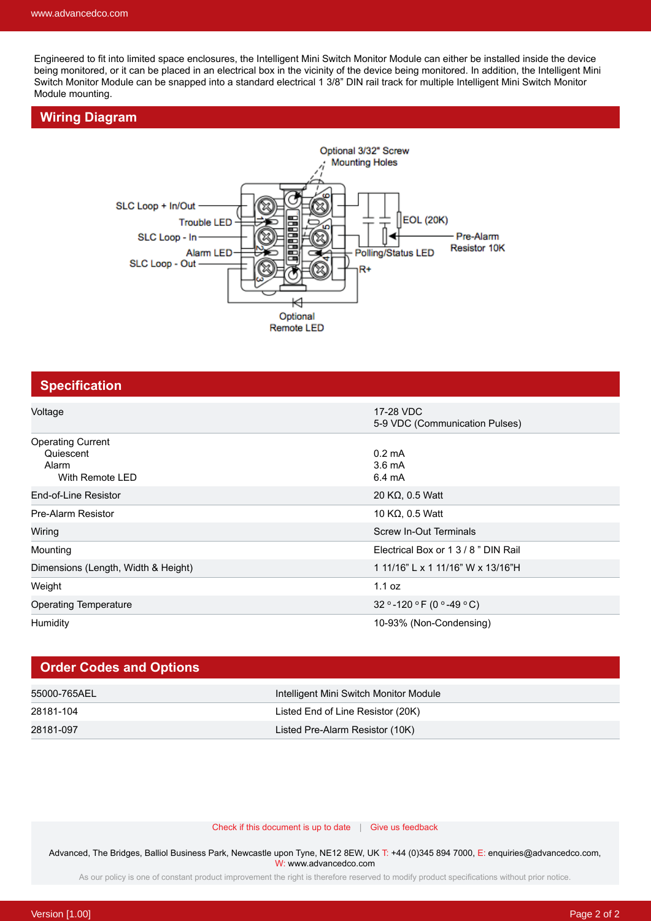Engineered to fit into limited space enclosures, the Intelligent Mini Switch Monitor Module can either be installed inside the device being monitored, or it can be placed in an electrical box in the vicinity of the device being monitored. In addition, the Intelligent Mini Switch Monitor Module can be snapped into a standard electrical 1 3/8" DIN rail track for multiple Intelligent Mini Switch Monitor Module mounting.

## Wiring Diagram

Optional 3/32" Screw Mounting Holes

SLC Loop + In/Out

Trouble LED

SLC Loop - In

Alarm LED

SLC Loop - Out

EOL (20K)

Pre-Alarm Resistor 10K

Polling/Status LED

R+

Optional Remote LED

## Specification

| | |
|---|---|
| Voltage | 17-28 VDC<br>5-9 VDC (Communication Pulses) |
| Operating Current<br>Quiescent<br>Alarm<br>With Remote LED | <br>0.2 mA<br>3.6 mA<br>6.4 mA |
| End-of-Line Resistor | 20 KΩ, 0.5 Watt |
| Pre-Alarm Resistor | 10 KΩ, 0.5 Watt |
| Wiring | Screw In-Out Terminals |
| Mounting | Electrical Box or 1 3 / 8 " DIN Rail |
| Dimensions (Length, Width & Height) | 1 11/16" L x 1 11/16" W x 13/16"H |
| Weight | 1.1 oz |
| Operating Temperature | 32 °-120 °F (0 °-49 °C) |
| Humidity | 10-93% (Non-Condensing) |

## Order Codes and Options

| | |
|---|---|
| 55000-765AEL | Intelligent Mini Switch Monitor Module |
| 28181-104 | Listed End of Line Resistor (20K) |
| 28181-097 | Listed Pre-Alarm Resistor (10K) |

Check if this document is up to date | Give us feedback

Advanced, The Bridges, Balliol Business Park, Newcastle upon Tyne, NE12 8EW, UK T: +44 (0)345 894 7000, E: enquiries@advancedco.com, W: www.advancedco.com

As our policy is one of constant product improvement the right is therefore reserved to modify product specifications without prior notice.

Version [1.00]